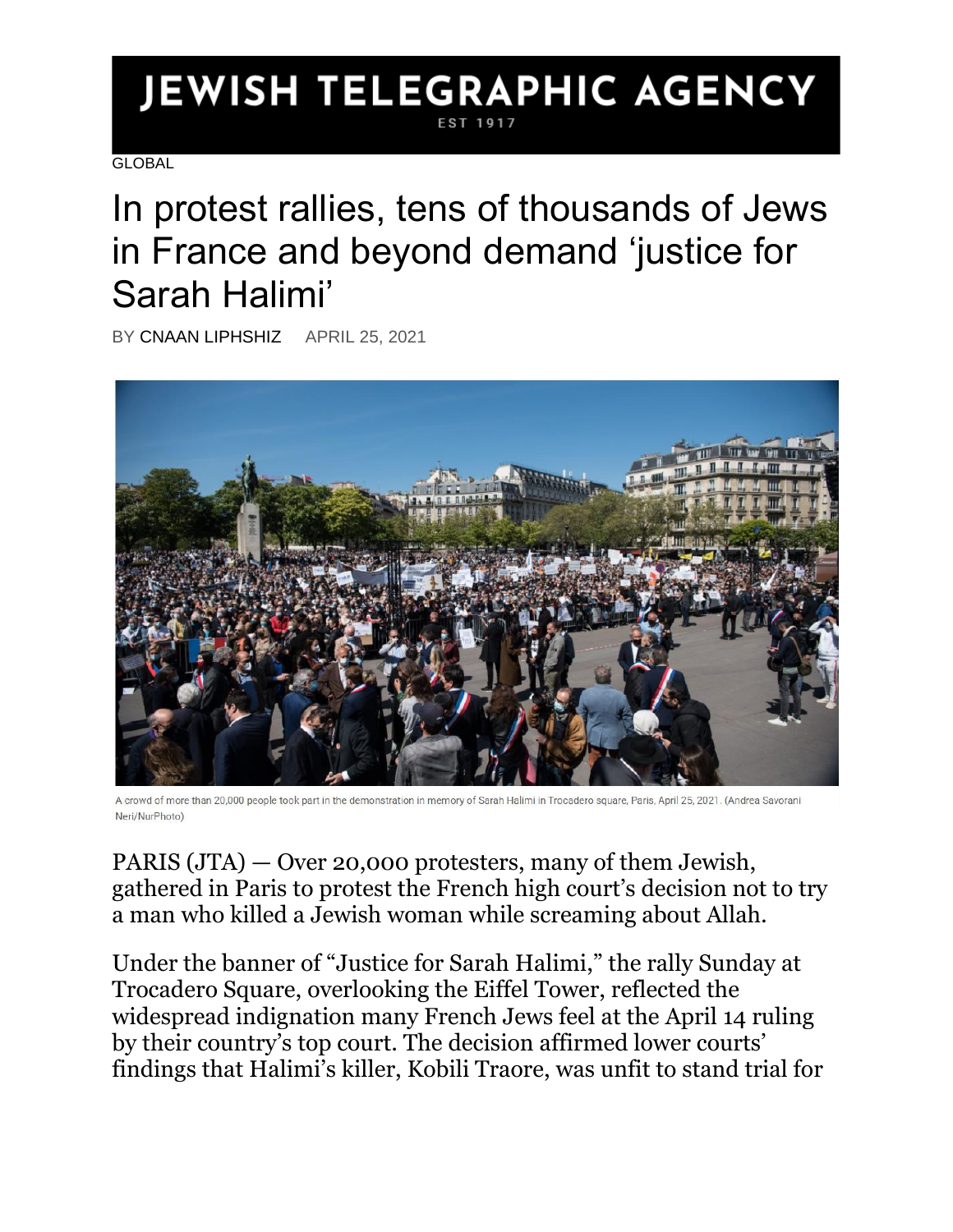# JEWISH TELEGRAPHIC AGENCY

EST 1917

GLOBAL

# In protest rallies, tens of thousands of Jews in France and beyond demand 'justice for Sarah Halimi'

BY CNAAN LIPHSHIZ APRIL 25, 2021

A crowd of more than 20,000 people took part in the demonstration in memory of Sarah Halimi in Trocadero square, Paris, April 25, 2021. (Andrea Savorani Neri/NurPhoto)

PARIS (JTA) — Over 20,000 protesters, many of them Jewish, gathered in Paris to protest the French high court's decision not to try a man who killed a Jewish woman while screaming about Allah.

Under the banner of "Justice for Sarah Halimi," the rally Sunday at Trocadero Square, overlooking the Eiffel Tower, reflected the widespread indignation many French Jews feel at the April 14 ruling by their country's top court. The decision affirmed lower courts' findings that Halimi's killer, Kobili Traore, was unfit to stand trial for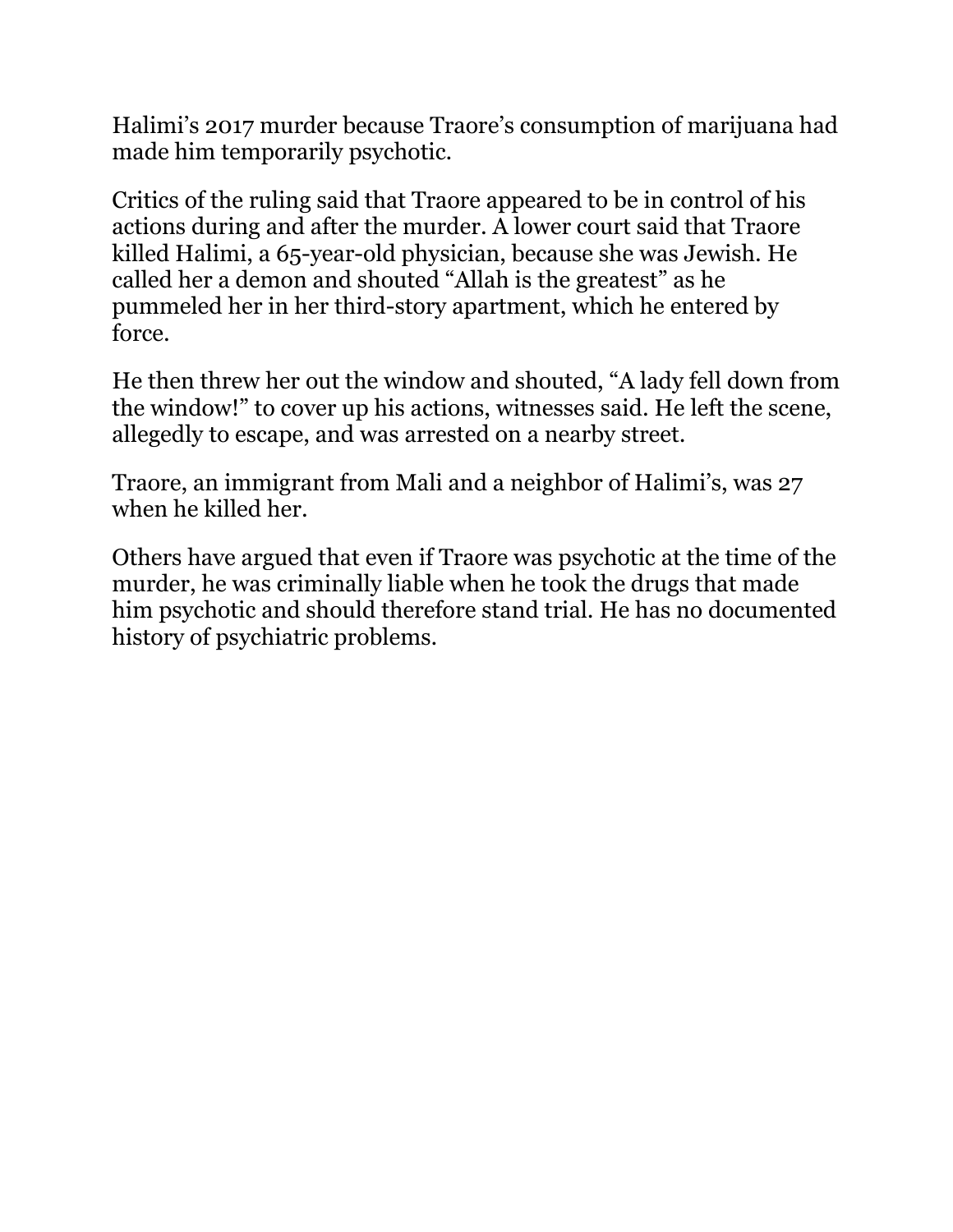Halimi's 2017 murder because Traore's consumption of marijuana had made him temporarily psychotic.

Critics of the ruling said that Traore appeared to be in control of his actions during and after the murder. A lower court said that Traore killed Halimi, a 65-year-old physician, because she was Jewish. He called her a demon and shouted "Allah is the greatest" as he pummeled her in her third-story apartment, which he entered by force.

He then threw her out the window and shouted, "A lady fell down from the window!" to cover up his actions, witnesses said. He left the scene, allegedly to escape, and was arrested on a nearby street.

Traore, an immigrant from Mali and a neighbor of Halimi's, was 27 when he killed her.

Others have argued that even if Traore was psychotic at the time of the murder, he was criminally liable when he took the drugs that made him psychotic and should therefore stand trial. He has no documented history of psychiatric problems.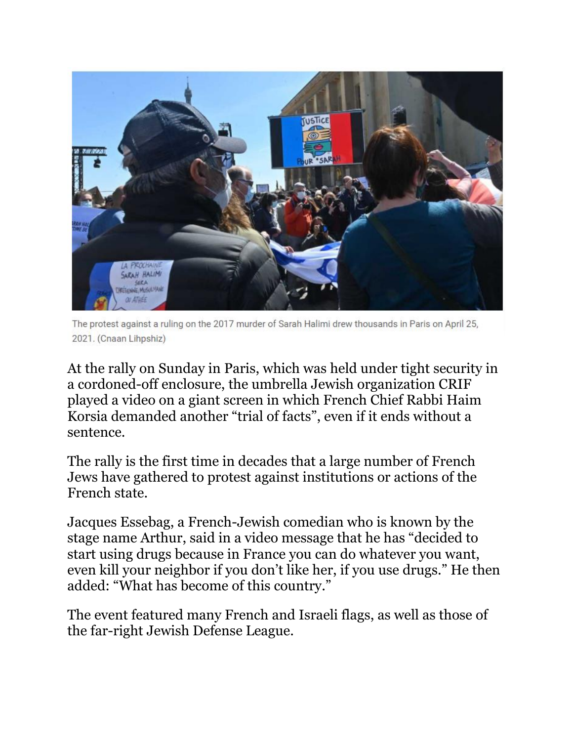The protest against a ruling on the 2017 murder of Sarah Halimi drew thousands in Paris on April 25, 2021. (Cnaan Lihpshiz)

At the rally on Sunday in Paris, which was held under tight security in a cordoned-off enclosure, the umbrella Jewish organization CRIF played a video on a giant screen in which French Chief Rabbi Haim Korsia demanded another "trial of facts", even if it ends without a sentence.

The rally is the first time in decades that a large number of French Jews have gathered to protest against institutions or actions of the French state.

Jacques Essebag, a French-Jewish comedian who is known by the stage name Arthur, said in a video message that he has "decided to start using drugs because in France you can do whatever you want, even kill your neighbor if you don't like her, if you use drugs." He then added: "What has become of this country."

The event featured many French and Israeli flags, as well as those of the far-right Jewish Defense League.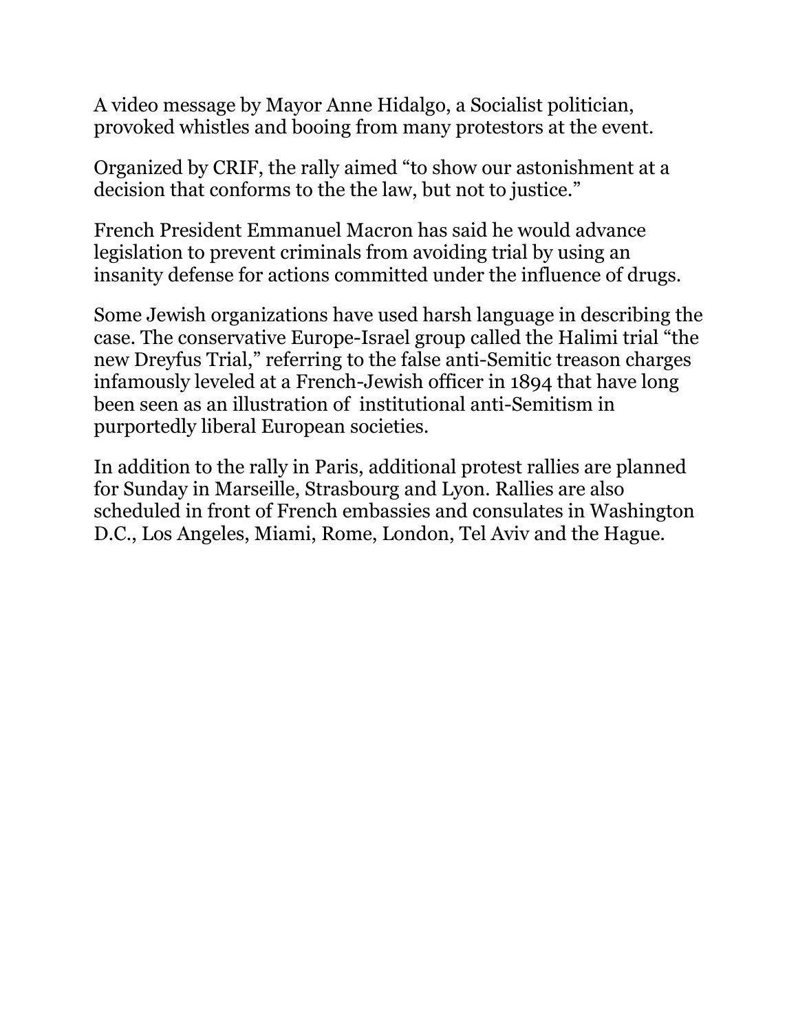A video message by Mayor Anne Hidalgo, a Socialist politician, provoked whistles and booing from many protestors at the event.

Organized by CRIF, the rally aimed "to show our astonishment at a decision that conforms to the the law, but not to justice."

French President Emmanuel Macron has said he would advance legislation to prevent criminals from avoiding trial by using an insanity defense for actions committed under the influence of drugs.

Some Jewish organizations have used harsh language in describing the case. The conservative Europe-Israel group called the Halimi trial "the new Dreyfus Trial," referring to the false anti-Semitic treason charges infamously leveled at a French-Jewish officer in 1894 that have long been seen as an illustration of institutional anti-Semitism in purportedly liberal European societies.

In addition to the rally in Paris, additional protest rallies are planned for Sunday in Marseille, Strasbourg and Lyon. Rallies are also scheduled in front of French embassies and consulates in Washington D.C., Los Angeles, Miami, Rome, London, Tel Aviv and the Hague.